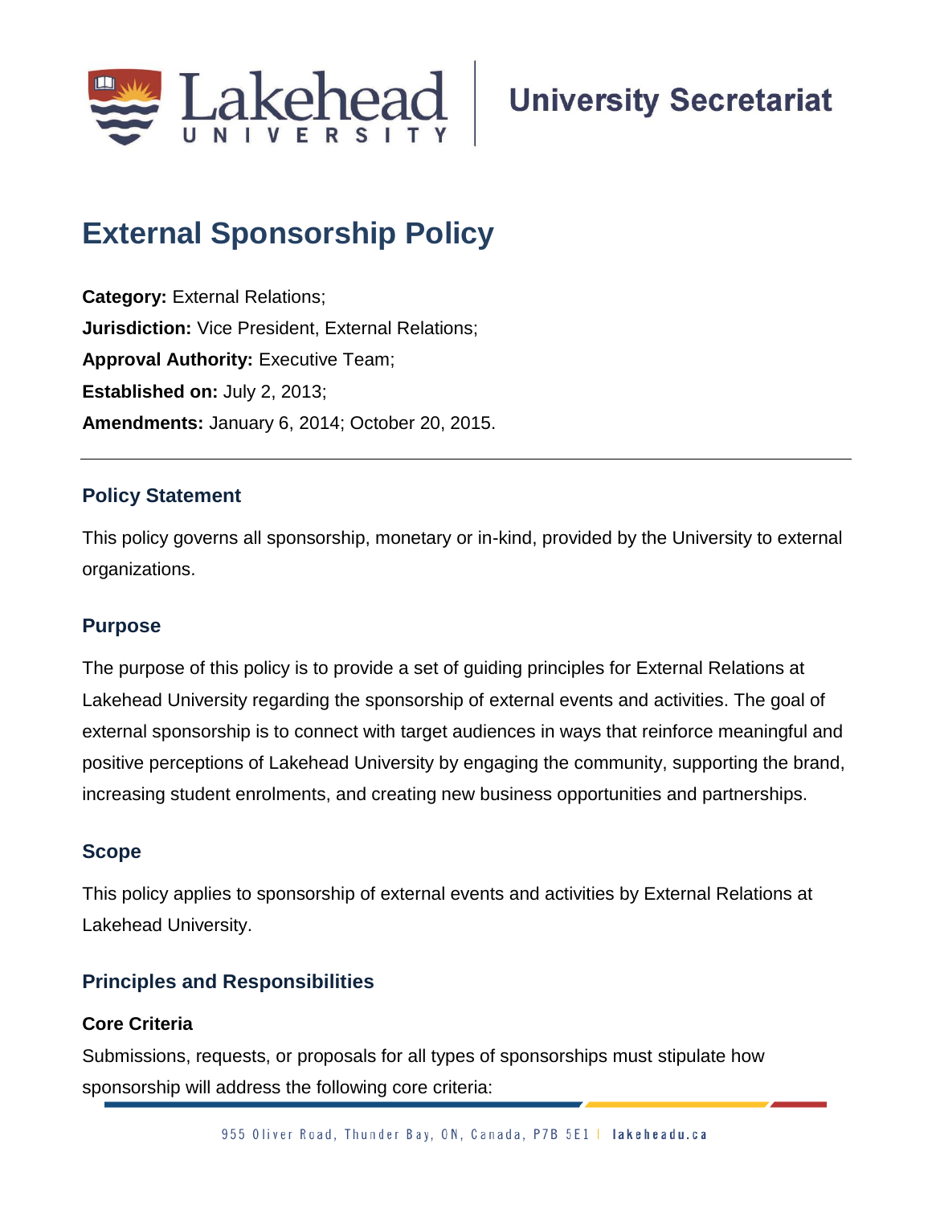# External Sponsorship Policy

**Category:** External Relations;
**Jurisdiction:** Vice President, External Relations;
**Approval Authority:** Executive Team;
**Established on:** July 2, 2013;
**Amendments:** January 6, 2014; October 20, 2015.

---

## Policy Statement

This policy governs all sponsorship, monetary or in-kind, provided by the University to external organizations.

## Purpose

The purpose of this policy is to provide a set of guiding principles for External Relations at Lakehead University regarding the sponsorship of external events and activities. The goal of external sponsorship is to connect with target audiences in ways that reinforce meaningful and positive perceptions of Lakehead University by engaging the community, supporting the brand, increasing student enrolments, and creating new business opportunities and partnerships.

## Scope

This policy applies to sponsorship of external events and activities by External Relations at Lakehead University.

## Principles and Responsibilities

### Core Criteria

Submissions, requests, or proposals for all types of sponsorships must stipulate how sponsorship will address the following core criteria: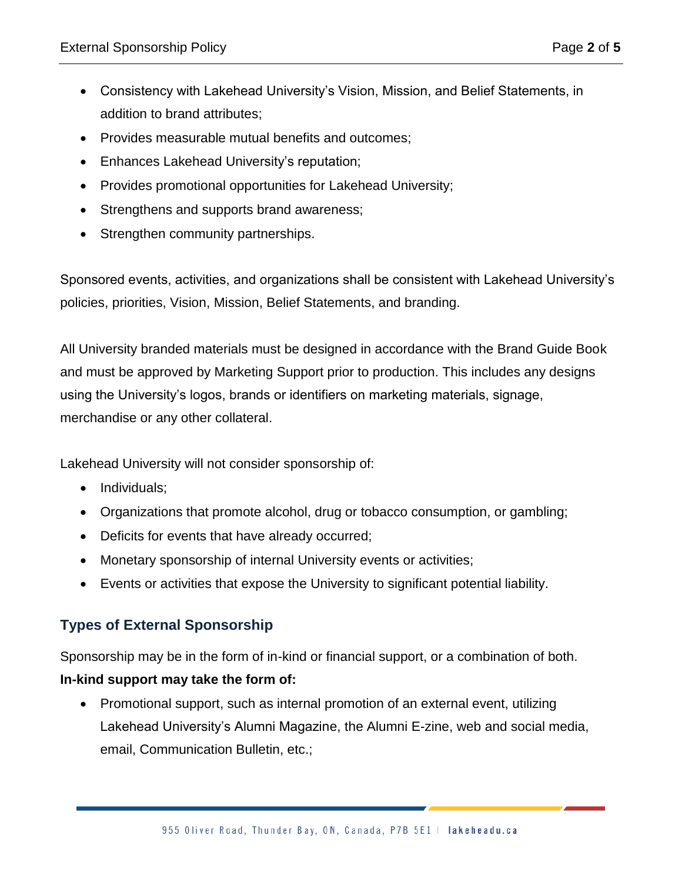- Consistency with Lakehead University's Vision, Mission, and Belief Statements, in addition to brand attributes;
- Provides measurable mutual benefits and outcomes;
- Enhances Lakehead University's reputation;
- Provides promotional opportunities for Lakehead University;
- Strengthens and supports brand awareness;
- Strengthen community partnerships.

Sponsored events, activities, and organizations shall be consistent with Lakehead University's policies, priorities, Vision, Mission, Belief Statements, and branding.

All University branded materials must be designed in accordance with the Brand Guide Book and must be approved by Marketing Support prior to production. This includes any designs using the University's logos, brands or identifiers on marketing materials, signage, merchandise or any other collateral.

Lakehead University will not consider sponsorship of:

- Individuals;
- Organizations that promote alcohol, drug or tobacco consumption, or gambling;
- Deficits for events that have already occurred;
- Monetary sponsorship of internal University events or activities;
- Events or activities that expose the University to significant potential liability.

## Types of External Sponsorship

Sponsorship may be in the form of in-kind or financial support, or a combination of both.

**In-kind support may take the form of:**

- Promotional support, such as internal promotion of an external event, utilizing Lakehead University's Alumni Magazine, the Alumni E-zine, web and social media, email, Communication Bulletin, etc.;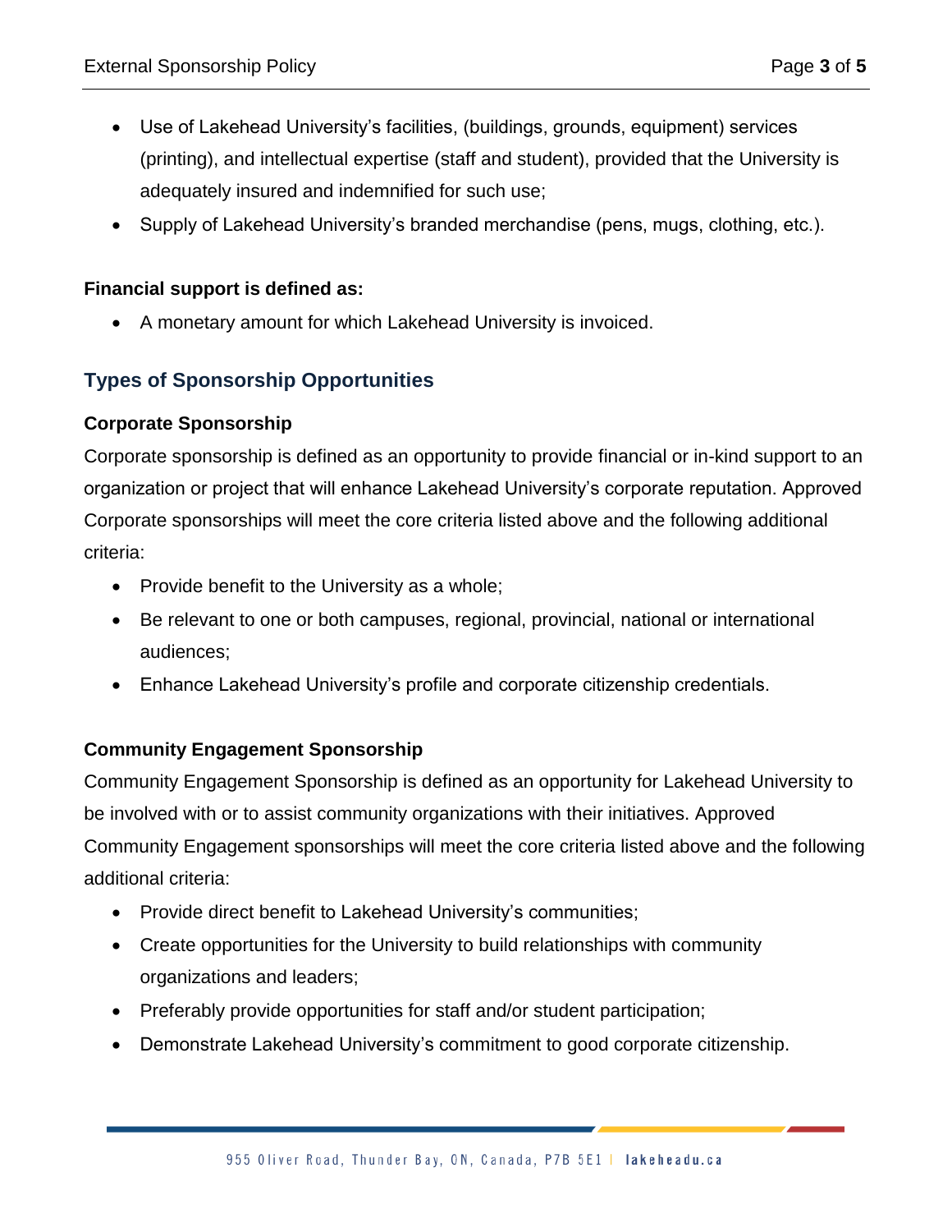- Use of Lakehead University's facilities, (buildings, grounds, equipment) services (printing), and intellectual expertise (staff and student), provided that the University is adequately insured and indemnified for such use;
- Supply of Lakehead University's branded merchandise (pens, mugs, clothing, etc.).

**Financial support is defined as:**

- A monetary amount for which Lakehead University is invoiced.

## Types of Sponsorship Opportunities

### Corporate Sponsorship

Corporate sponsorship is defined as an opportunity to provide financial or in-kind support to an organization or project that will enhance Lakehead University's corporate reputation. Approved Corporate sponsorships will meet the core criteria listed above and the following additional criteria:

- Provide benefit to the University as a whole;
- Be relevant to one or both campuses, regional, provincial, national or international audiences;
- Enhance Lakehead University's profile and corporate citizenship credentials.

### Community Engagement Sponsorship

Community Engagement Sponsorship is defined as an opportunity for Lakehead University to be involved with or to assist community organizations with their initiatives. Approved Community Engagement sponsorships will meet the core criteria listed above and the following additional criteria:

- Provide direct benefit to Lakehead University's communities;
- Create opportunities for the University to build relationships with community organizations and leaders;
- Preferably provide opportunities for staff and/or student participation;
- Demonstrate Lakehead University's commitment to good corporate citizenship.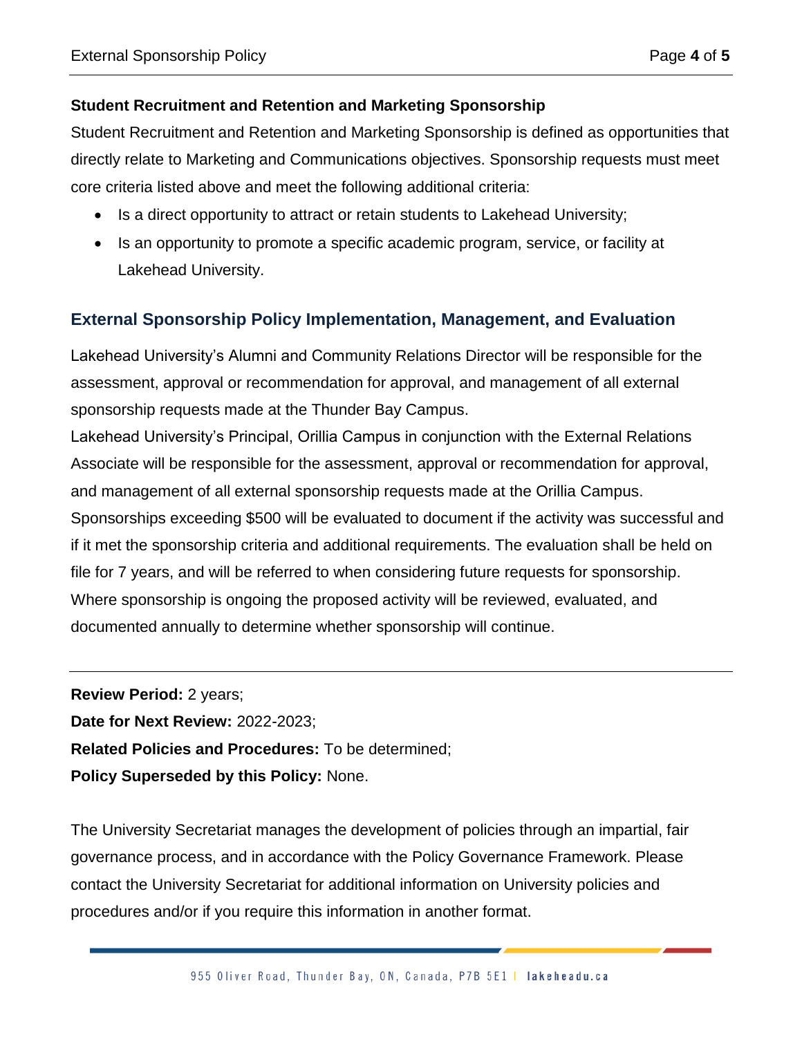**Student Recruitment and Retention and Marketing Sponsorship**

Student Recruitment and Retention and Marketing Sponsorship is defined as opportunities that directly relate to Marketing and Communications objectives. Sponsorship requests must meet core criteria listed above and meet the following additional criteria:

- Is a direct opportunity to attract or retain students to Lakehead University;
- Is an opportunity to promote a specific academic program, service, or facility at Lakehead University.

## External Sponsorship Policy Implementation, Management, and Evaluation

Lakehead University's Alumni and Community Relations Director will be responsible for the assessment, approval or recommendation for approval, and management of all external sponsorship requests made at the Thunder Bay Campus.

Lakehead University's Principal, Orillia Campus in conjunction with the External Relations Associate will be responsible for the assessment, approval or recommendation for approval, and management of all external sponsorship requests made at the Orillia Campus.

Sponsorships exceeding $500 will be evaluated to document if the activity was successful and if it met the sponsorship criteria and additional requirements. The evaluation shall be held on file for 7 years, and will be referred to when considering future requests for sponsorship.

Where sponsorship is ongoing the proposed activity will be reviewed, evaluated, and documented annually to determine whether sponsorship will continue.

---

**Review Period:** 2 years;

**Date for Next Review:** 2022-2023;

**Related Policies and Procedures:** To be determined;

**Policy Superseded by this Policy:** None.

The University Secretariat manages the development of policies through an impartial, fair governance process, and in accordance with the Policy Governance Framework. Please contact the University Secretariat for additional information on University policies and procedures and/or if you require this information in another format.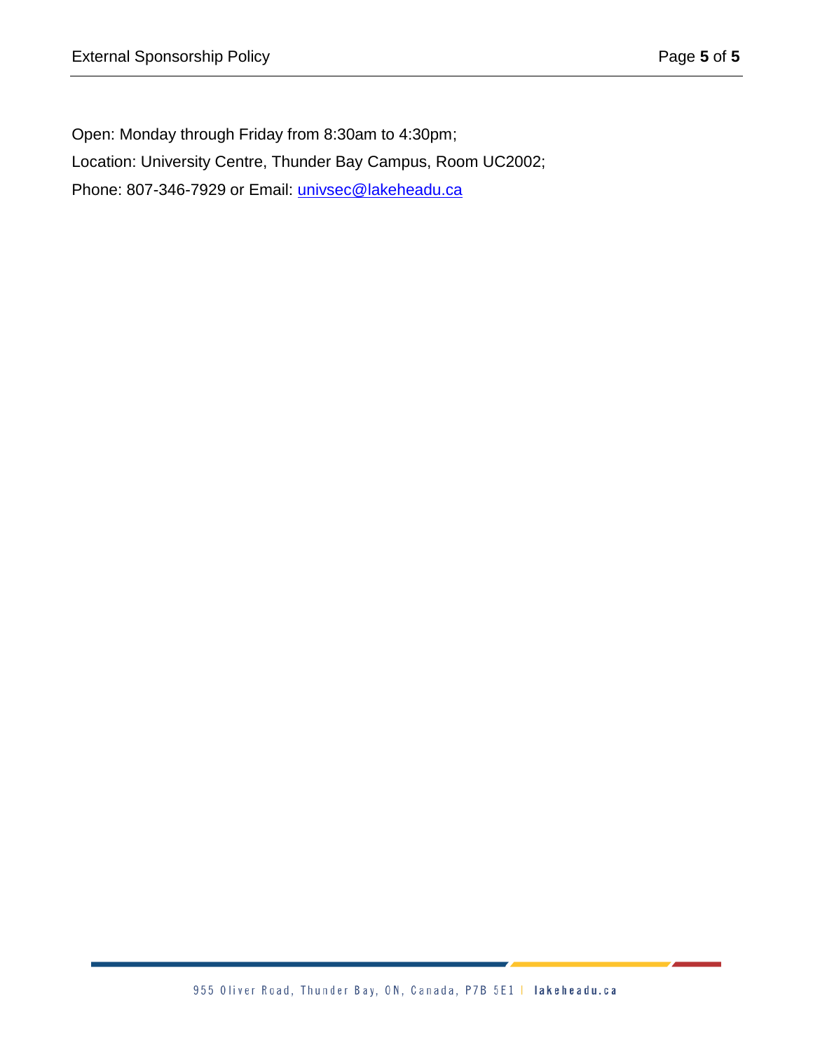Open: Monday through Friday from 8:30am to 4:30pm;

Location: University Centre, Thunder Bay Campus, Room UC2002;

Phone: 807-346-7929 or Email: univsec@lakeheadu.ca